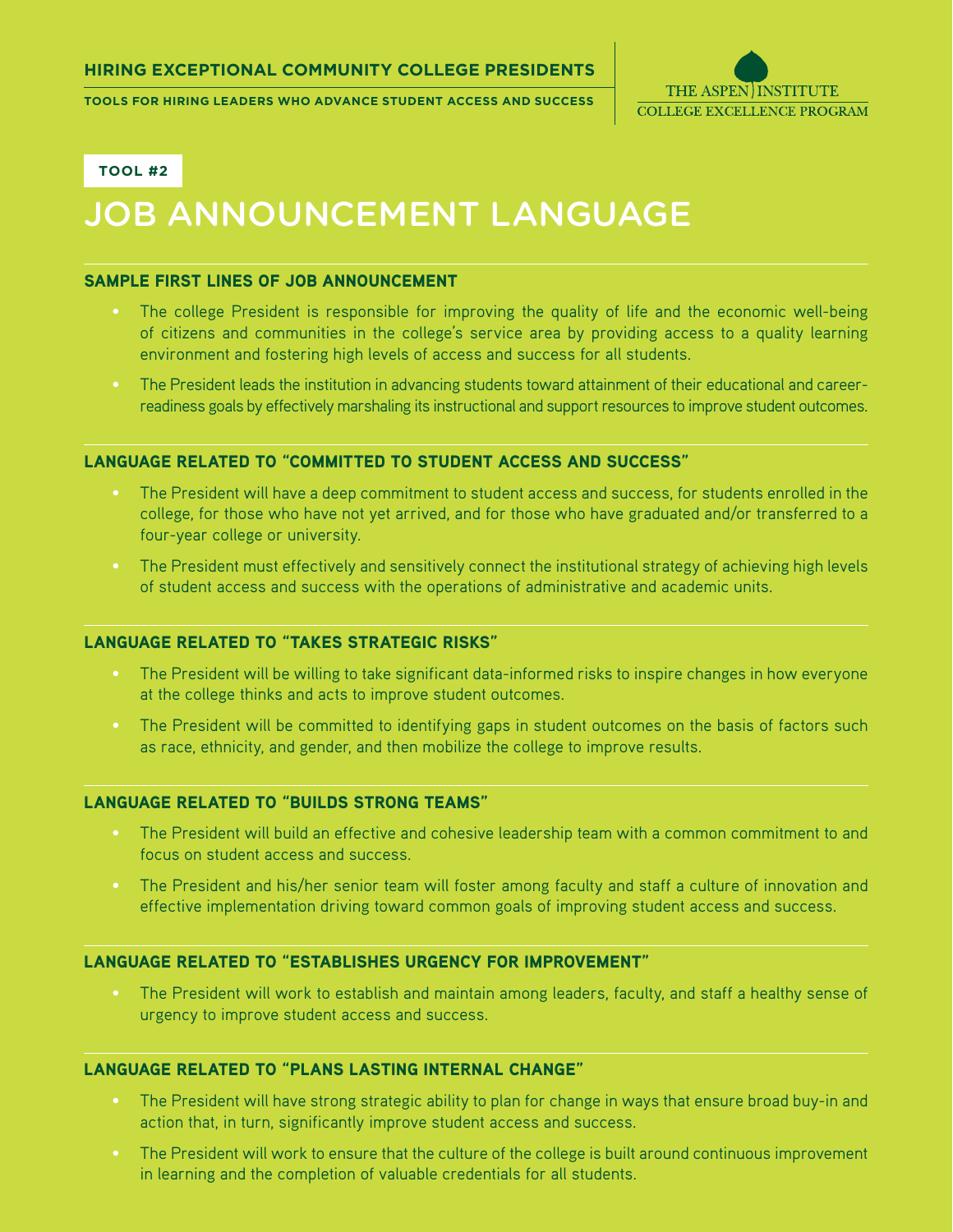**HIRING EXCEPTIONAL COMMUNITY COLLEGE PRESIDENTS**

**TOOLS FOR HIRING LEADERS WHO ADVANCE STUDENT ACCESS AND SUCCESS**

THE ASPEN INSTITUTE
COLLEGE EXCELLENCE PROGRAM

**TOOL #2**

# JOB ANNOUNCEMENT LANGUAGE

## SAMPLE FIRST LINES OF JOB ANNOUNCEMENT

- The college President is responsible for improving the quality of life and the economic well-being of citizens and communities in the college's service area by providing access to a quality learning environment and fostering high levels of access and success for all students.
- The President leads the institution in advancing students toward attainment of their educational and career-readiness goals by effectively marshaling its instructional and support resources to improve student outcomes.

## LANGUAGE RELATED TO "COMMITTED TO STUDENT ACCESS AND SUCCESS"

- The President will have a deep commitment to student access and success, for students enrolled in the college, for those who have not yet arrived, and for those who have graduated and/or transferred to a four-year college or university.
- The President must effectively and sensitively connect the institutional strategy of achieving high levels of student access and success with the operations of administrative and academic units.

## LANGUAGE RELATED TO "TAKES STRATEGIC RISKS"

- The President will be willing to take significant data-informed risks to inspire changes in how everyone at the college thinks and acts to improve student outcomes.
- The President will be committed to identifying gaps in student outcomes on the basis of factors such as race, ethnicity, and gender, and then mobilize the college to improve results.

## LANGUAGE RELATED TO "BUILDS STRONG TEAMS"

- The President will build an effective and cohesive leadership team with a common commitment to and focus on student access and success.
- The President and his/her senior team will foster among faculty and staff a culture of innovation and effective implementation driving toward common goals of improving student access and success.

## LANGUAGE RELATED TO "ESTABLISHES URGENCY FOR IMPROVEMENT"

- The President will work to establish and maintain among leaders, faculty, and staff a healthy sense of urgency to improve student access and success.

## LANGUAGE RELATED TO "PLANS LASTING INTERNAL CHANGE"

- The President will have strong strategic ability to plan for change in ways that ensure broad buy-in and action that, in turn, significantly improve student access and success.
- The President will work to ensure that the culture of the college is built around continuous improvement in learning and the completion of valuable credentials for all students.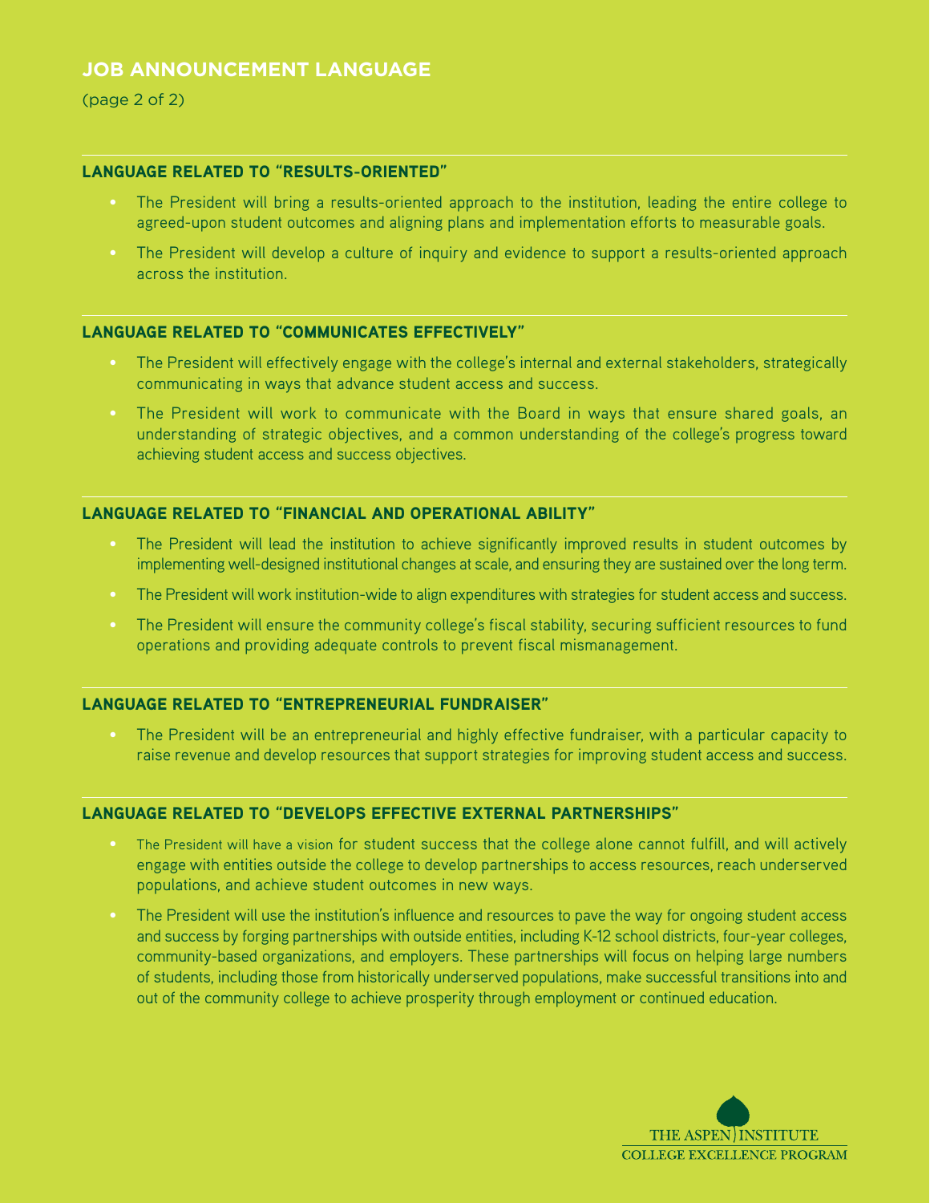## JOB ANNOUNCEMENT LANGUAGE

(page 2 of 2)

### LANGUAGE RELATED TO "RESULTS-ORIENTED"

- The President will bring a results-oriented approach to the institution, leading the entire college to agreed-upon student outcomes and aligning plans and implementation efforts to measurable goals.
- The President will develop a culture of inquiry and evidence to support a results-oriented approach across the institution.

### LANGUAGE RELATED TO "COMMUNICATES EFFECTIVELY"

- The President will effectively engage with the college's internal and external stakeholders, strategically communicating in ways that advance student access and success.
- The President will work to communicate with the Board in ways that ensure shared goals, an understanding of strategic objectives, and a common understanding of the college's progress toward achieving student access and success objectives.

### LANGUAGE RELATED TO "FINANCIAL AND OPERATIONAL ABILITY"

- The President will lead the institution to achieve significantly improved results in student outcomes by implementing well-designed institutional changes at scale, and ensuring they are sustained over the long term.
- The President will work institution-wide to align expenditures with strategies for student access and success.
- The President will ensure the community college's fiscal stability, securing sufficient resources to fund operations and providing adequate controls to prevent fiscal mismanagement.

### LANGUAGE RELATED TO "ENTREPRENEURIAL FUNDRAISER"

- The President will be an entrepreneurial and highly effective fundraiser, with a particular capacity to raise revenue and develop resources that support strategies for improving student access and success.

### LANGUAGE RELATED TO "DEVELOPS EFFECTIVE EXTERNAL PARTNERSHIPS"

- The President will have a vision for student success that the college alone cannot fulfill, and will actively engage with entities outside the college to develop partnerships to access resources, reach underserved populations, and achieve student outcomes in new ways.
- The President will use the institution's influence and resources to pave the way for ongoing student access and success by forging partnerships with outside entities, including K-12 school districts, four-year colleges, community-based organizations, and employers. These partnerships will focus on helping large numbers of students, including those from historically underserved populations, make successful transitions into and out of the community college to achieve prosperity through employment or continued education.

THE ASPEN INSTITUTE
COLLEGE EXCELLENCE PROGRAM